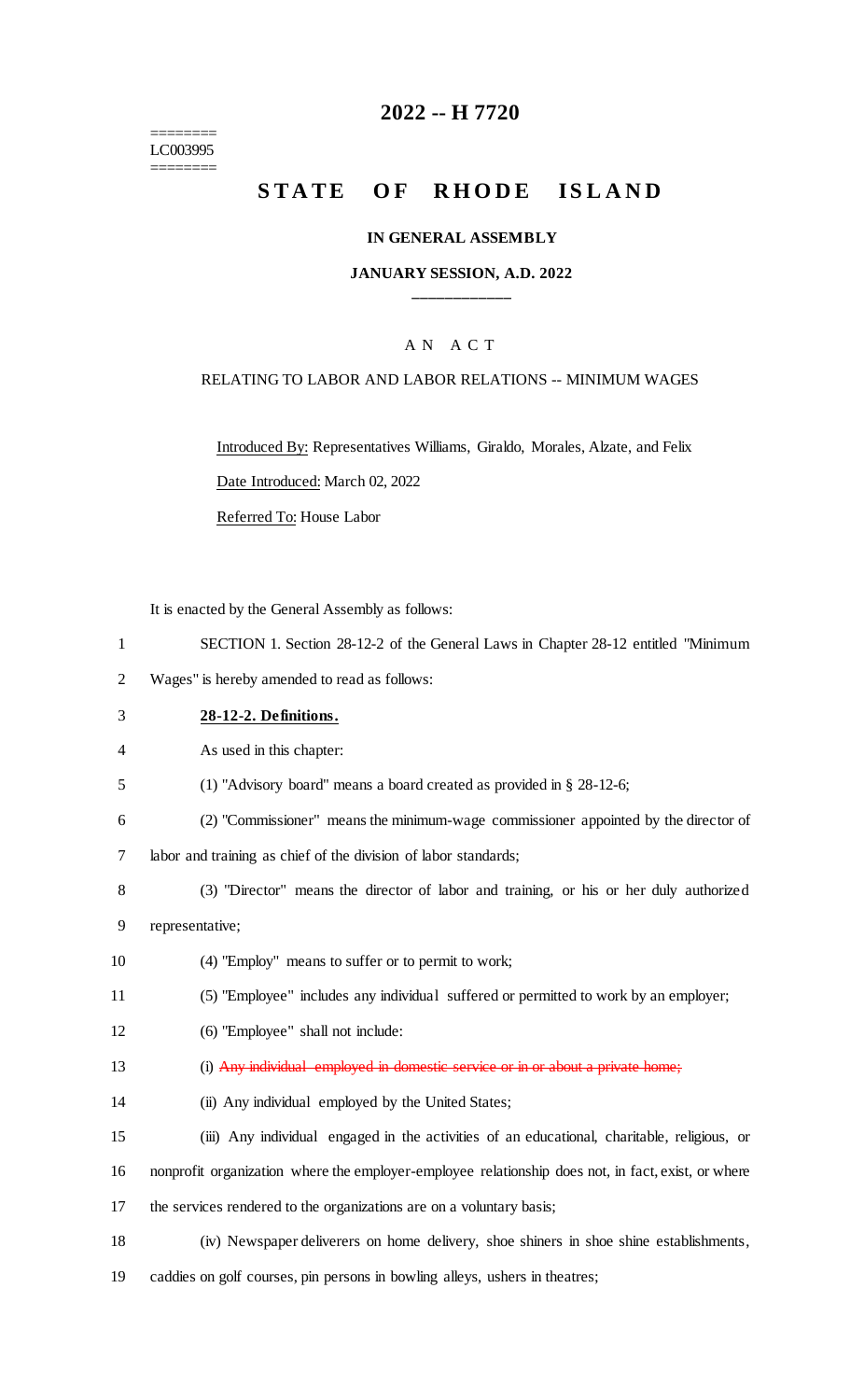========
LC003995
========

# 2022 -- H 7720

# STATE OF RHODE ISLAND

## IN GENERAL ASSEMBLY

### JANUARY SESSION, A.D. 2022

---

A N A C T

RELATING TO LABOR AND LABOR RELATIONS -- MINIMUM WAGES

Introduced By: Representatives Williams, Giraldo, Morales, Alzate, and Felix

Date Introduced: March 02, 2022

Referred To: House Labor

It is enacted by the General Assembly as follows:

1 SECTION 1. Section 28-12-2 of the General Laws in Chapter 28-12 entitled "Minimum
2 Wages" is hereby amended to read as follows:

3 **28-12-2. Definitions.**

4 As used in this chapter:

5 (1) "Advisory board" means a board created as provided in § 28-12-6;

6 (2) "Commissioner" means the minimum-wage commissioner appointed by the director of
7 labor and training as chief of the division of labor standards;

8 (3) "Director" means the director of labor and training, or his or her duly authorized
9 representative;

10 (4) "Employ" means to suffer or to permit to work;

11 (5) "Employee" includes any individual suffered or permitted to work by an employer;

12 (6) "Employee" shall not include:

13 (i) ~~Any individual employed in domestic service or in or about a private home;~~

14 (ii) Any individual employed by the United States;

15 (iii) Any individual engaged in the activities of an educational, charitable, religious, or
16 nonprofit organization where the employer-employee relationship does not, in fact, exist, or where
17 the services rendered to the organizations are on a voluntary basis;

18 (iv) Newspaper deliverers on home delivery, shoe shiners in shoe shine establishments,
19 caddies on golf courses, pin persons in bowling alleys, ushers in theatres;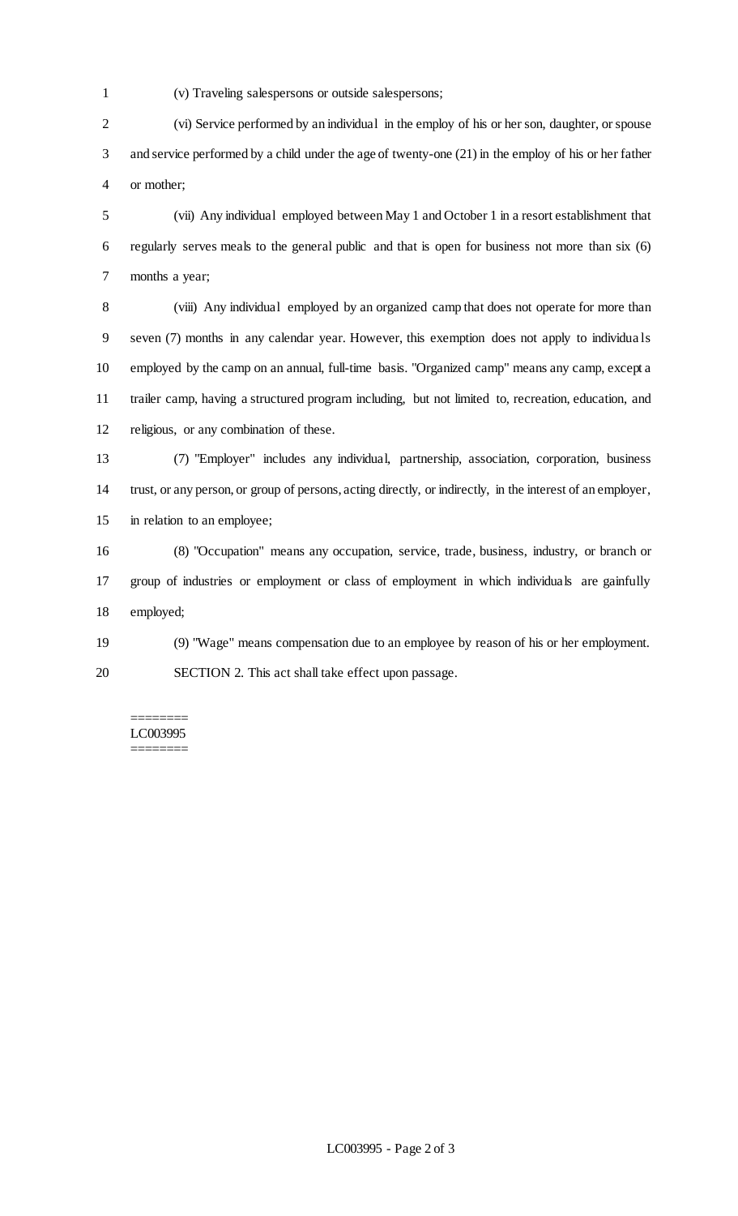(v) Traveling salespersons or outside salespersons;

(vi) Service performed by an individual in the employ of his or her son, daughter, or spouse and service performed by a child under the age of twenty-one (21) in the employ of his or her father or mother;

(vii) Any individual employed between May 1 and October 1 in a resort establishment that regularly serves meals to the general public and that is open for business not more than six (6) months a year;

(viii) Any individual employed by an organized camp that does not operate for more than seven (7) months in any calendar year. However, this exemption does not apply to individuals employed by the camp on an annual, full-time basis. "Organized camp" means any camp, except a trailer camp, having a structured program including, but not limited to, recreation, education, and religious, or any combination of these.

(7) "Employer" includes any individual, partnership, association, corporation, business trust, or any person, or group of persons, acting directly, or indirectly, in the interest of an employer, in relation to an employee;

(8) "Occupation" means any occupation, service, trade, business, industry, or branch or group of industries or employment or class of employment in which individuals are gainfully employed;

(9) "Wage" means compensation due to an employee by reason of his or her employment.

SECTION 2. This act shall take effect upon passage.

========
LC003995
========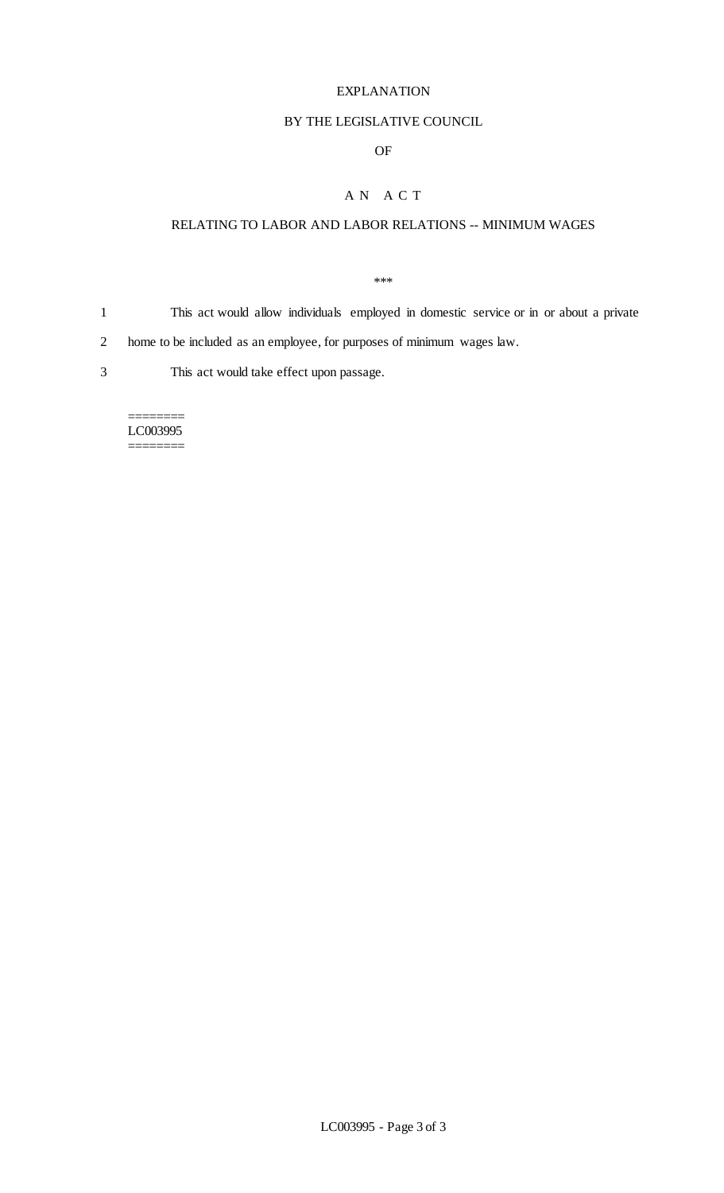EXPLANATION

BY THE LEGISLATIVE COUNCIL

OF

# A N A C T

RELATING TO LABOR AND LABOR RELATIONS -- MINIMUM WAGES

\*\*\*

This act would allow individuals employed in domestic service or in or about a private home to be included as an employee, for purposes of minimum wages law.

This act would take effect upon passage.

========
LC003995
========